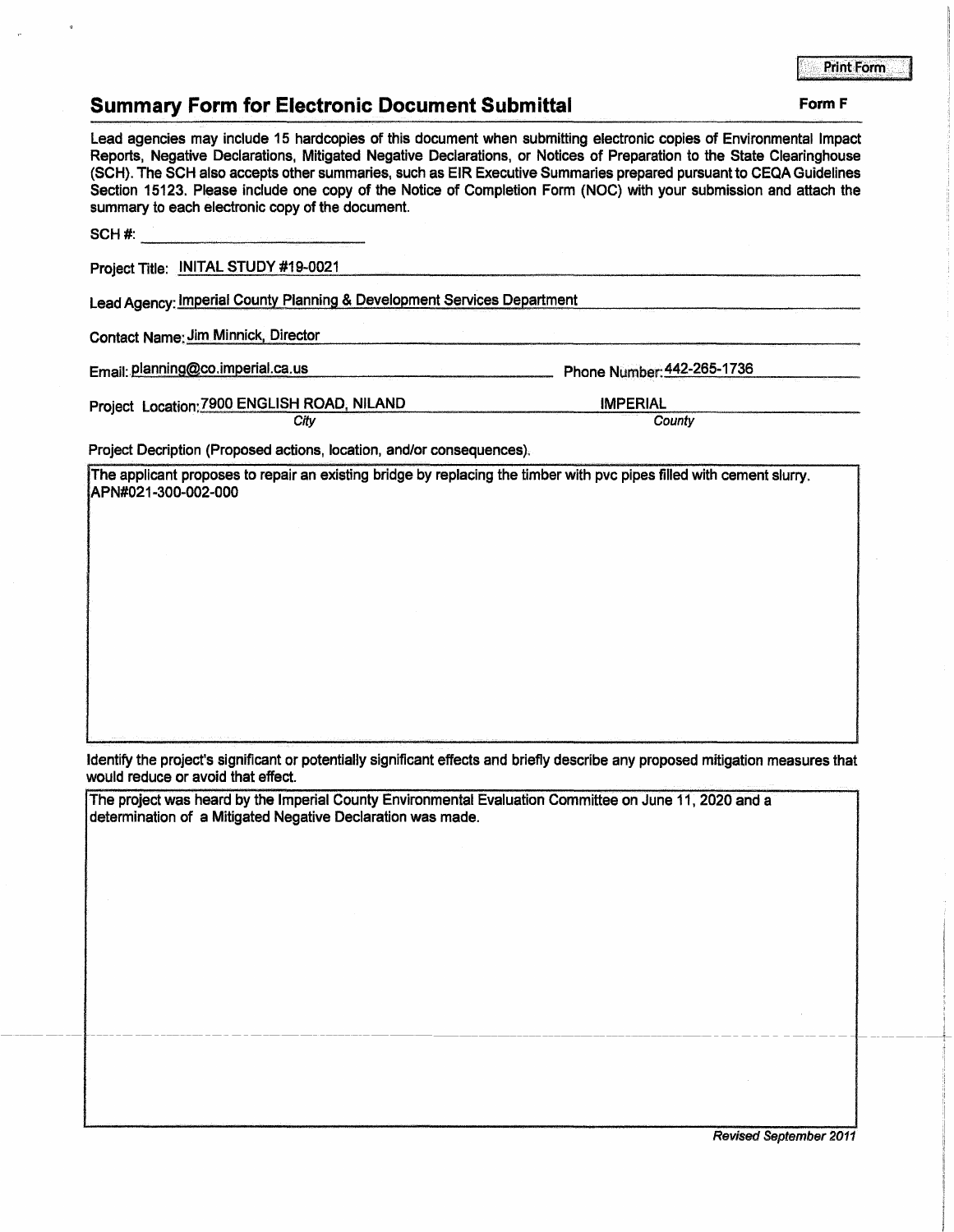Print Form

## Summary Form for Electronic Document Submittal

**Form F**

Lead agencies may include 15 hardcopies of this document when submitting electronic copies of Environmental Impact Reports, Negative Declarations, Mitigated Negative Declarations, or Notices of Preparation to the State Clearinghouse (SCH). The SCH also accepts other summaries, such as EIR Executive Summaries prepared pursuant to CEQA Guidelines Section 15123. Please include one copy of the Notice of Completion Form (NOC) with your submission and attach the summary to each electronic copy of the document.

SCH #: ____________________

Project Title: INITAL STUDY #19-0021

Lead Agency: Imperial County Planning & Development Services Department

Contact Name: Jim Minnick, Director

Email: planning@co.imperial.ca.us

Phone Number: 442-265-1736

Project Location: 7900 ENGLISH ROAD, NILAND (*City*) IMPERIAL (*County*)

Project Decription (Proposed actions, location, and/or consequences).

The applicant proposes to repair an existing bridge by replacing the timber with pvc pipes filled with cement slurry. APN#021-300-002-000

Identify the project's significant or potentially significant effects and briefly describe any proposed mitigation measures that would reduce or avoid that effect.

The project was heard by the Imperial County Environmental Evaluation Committee on June 11, 2020 and a determination of a Mitigated Negative Declaration was made.

*Revised September 2011*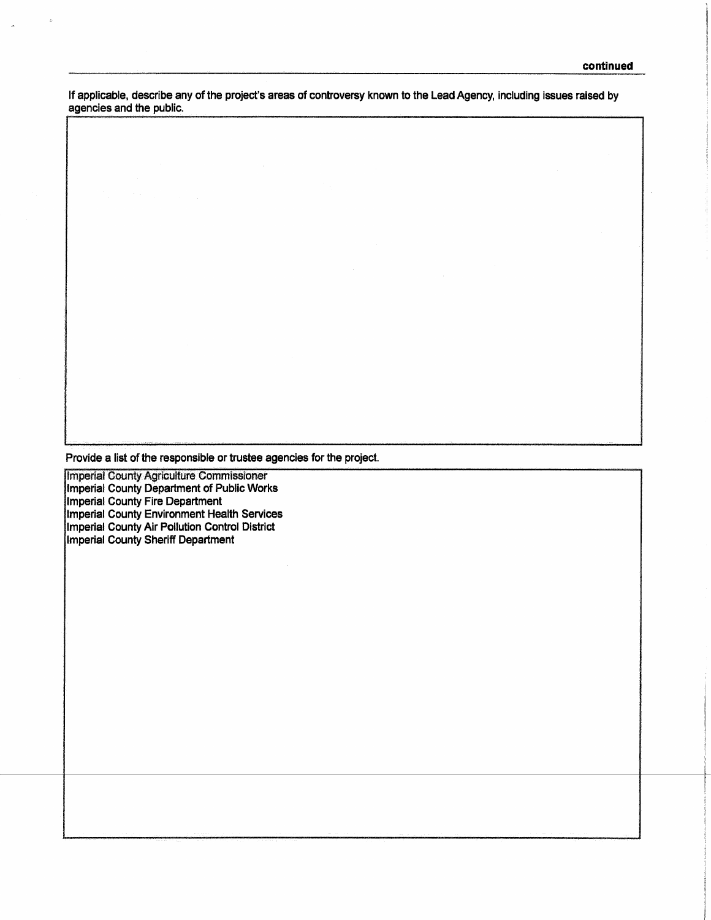**continued**

If applicable, describe any of the project's areas of controversy known to the Lead Agency, including issues raised by agencies and the public.

Provide a list of the responsible or trustee agencies for the project.

Imperial County Agriculture Commissioner
Imperial County Department of Public Works
Imperial County Fire Department
Imperial County Environment Health Services
Imperial County Air Pollution Control District
Imperial County Sheriff Department